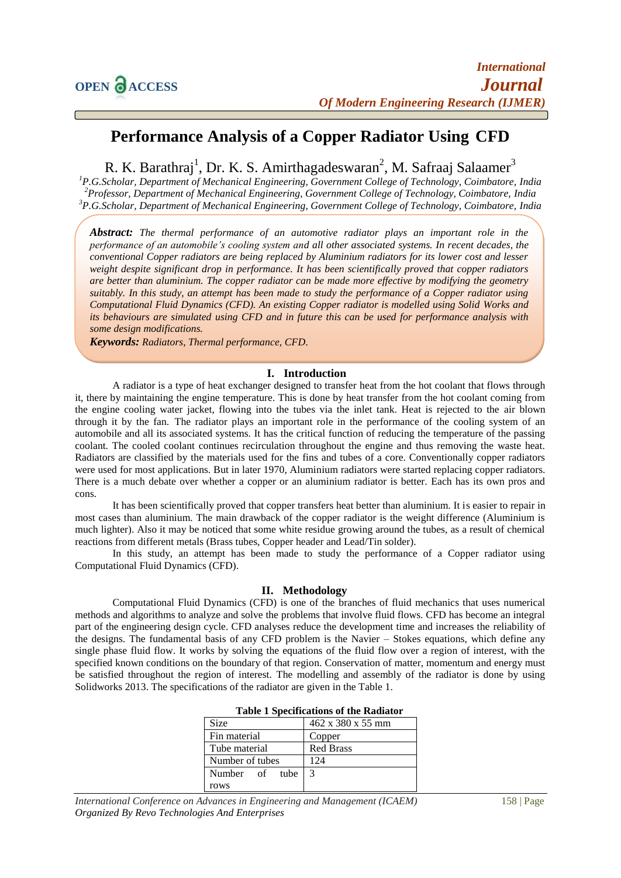# Performance Analysis of a Copper Radiator Using CFD

R. K. Barathraj[1], Dr. K. S. Amirthagadeswaran[2], M. Safraaj Salaamer[3]

[1]P.G.Scholar, Department of Mechanical Engineering, Government College of Technology, Coimbatore, India
[2]Professor, Department of Mechanical Engineering, Government College of Technology, Coimbatore, India
[3]P.G.Scholar, Department of Mechanical Engineering, Government College of Technology, Coimbatore, India

***Abstract:*** *The thermal performance of an automotive radiator plays an important role in the performance of an automobile's cooling system and all other associated systems. In recent decades, the conventional Copper radiators are being replaced by Aluminium radiators for its lower cost and lesser weight despite significant drop in performance. It has been scientifically proved that copper radiators are better than aluminium. The copper radiator can be made more effective by modifying the geometry suitably. In this study, an attempt has been made to study the performance of a Copper radiator using Computational Fluid Dynamics (CFD). An existing Copper radiator is modelled using Solid Works and its behaviours are simulated using CFD and in future this can be used for performance analysis with some design modifications.*

***Keywords:*** *Radiators, Thermal performance, CFD.*

## I. Introduction

A radiator is a type of heat exchanger designed to transfer heat from the hot coolant that flows through it, there by maintaining the engine temperature. This is done by heat transfer from the hot coolant coming from the engine cooling water jacket, flowing into the tubes via the inlet tank. Heat is rejected to the air blown through it by the fan. The radiator plays an important role in the performance of the cooling system of an automobile and all its associated systems. It has the critical function of reducing the temperature of the passing coolant. The cooled coolant continues recirculation throughout the engine and thus removing the waste heat. Radiators are classified by the materials used for the fins and tubes of a core. Conventionally copper radiators were used for most applications. But in later 1970, Aluminium radiators were started replacing copper radiators. There is a much debate over whether a copper or an aluminium radiator is better. Each has its own pros and cons.

It has been scientifically proved that copper transfers heat better than aluminium. It is easier to repair in most cases than aluminium. The main drawback of the copper radiator is the weight difference (Aluminium is much lighter). Also it may be noticed that some white residue growing around the tubes, as a result of chemical reactions from different metals (Brass tubes, Copper header and Lead/Tin solder).

In this study, an attempt has been made to study the performance of a Copper radiator using Computational Fluid Dynamics (CFD).

## II. Methodology

Computational Fluid Dynamics (CFD) is one of the branches of fluid mechanics that uses numerical methods and algorithms to analyze and solve the problems that involve fluid flows. CFD has become an integral part of the engineering design cycle. CFD analyses reduce the development time and increases the reliability of the designs. The fundamental basis of any CFD problem is the Navier – Stokes equations, which define any single phase fluid flow. It works by solving the equations of the fluid flow over a region of interest, with the specified known conditions on the boundary of that region. Conservation of matter, momentum and energy must be satisfied throughout the region of interest. The modelling and assembly of the radiator is done by using Solidworks 2013. The specifications of the radiator are given in the Table 1.

**Table 1 Specifications of the Radiator**

| | |
|---|---|
| Size | 462 x 380 x 55 mm |
| Fin material | Copper |
| Tube material | Red Brass |
| Number of tubes | 124 |
| Number of tube rows | 3 |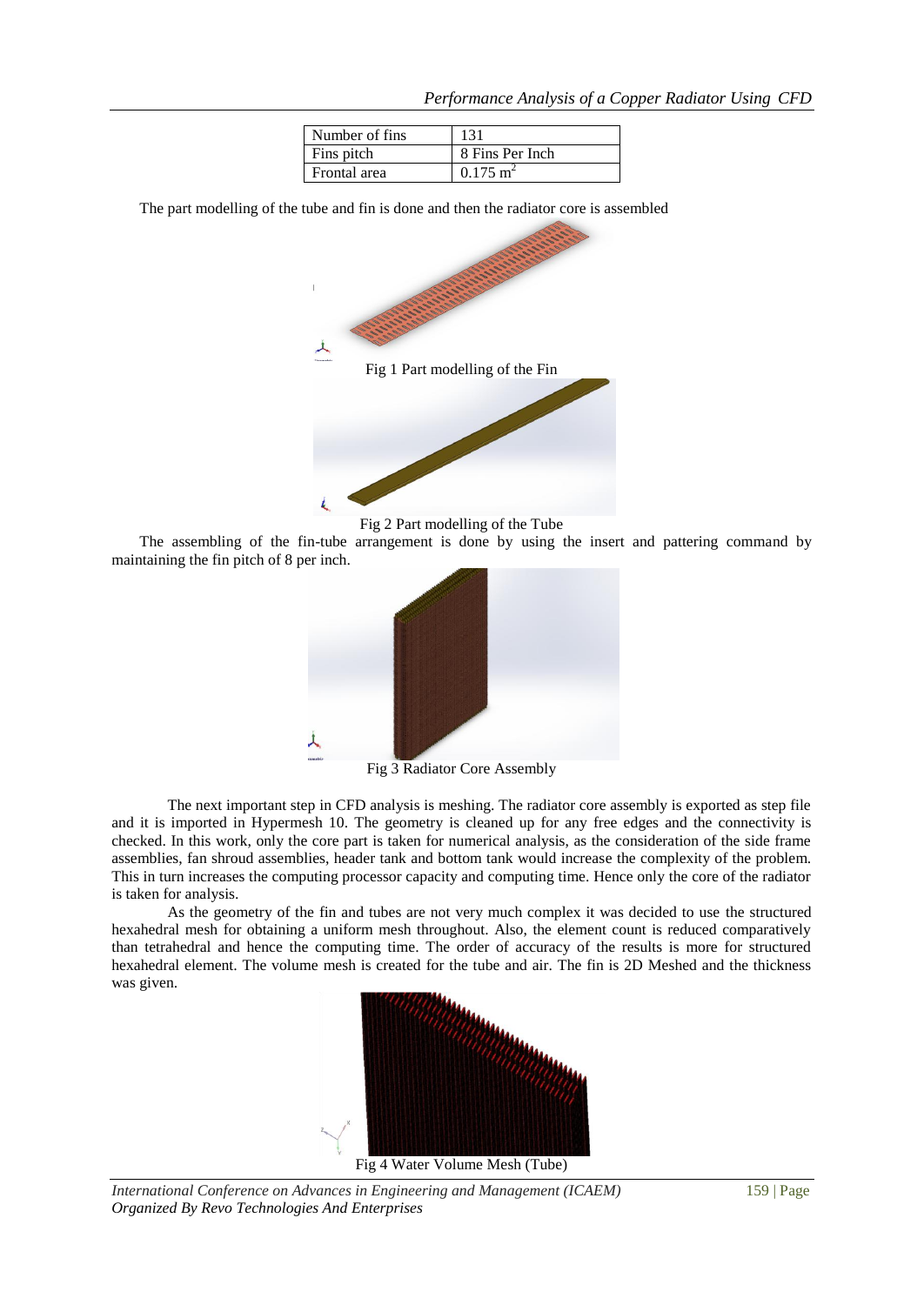| Number of fins | 131 |
| --- | --- |
| Fins pitch | 8 Fins Per Inch |
| Frontal area | 0.175 $m^2$ |

The part modelling of the tube and fin is done and then the radiator core is assembled

Fig 1 Part modelling of the Fin

Fig 2 Part modelling of the Tube

The assembling of the fin-tube arrangement is done by using the insert and pattering command by maintaining the fin pitch of 8 per inch.

Fig 3 Radiator Core Assembly

The next important step in CFD analysis is meshing. The radiator core assembly is exported as step file and it is imported in Hypermesh 10. The geometry is cleaned up for any free edges and the connectivity is checked. In this work, only the core part is taken for numerical analysis, as the consideration of the side frame assemblies, fan shroud assemblies, header tank and bottom tank would increase the complexity of the problem. This in turn increases the computing processor capacity and computing time. Hence only the core of the radiator is taken for analysis.

As the geometry of the fin and tubes are not very much complex it was decided to use the structured hexahedral mesh for obtaining a uniform mesh throughout. Also, the element count is reduced comparatively than tetrahedral and hence the computing time. The order of accuracy of the results is more for structured hexahedral element. The volume mesh is created for the tube and air. The fin is 2D Meshed and the thickness was given.

Fig 4 Water Volume Mesh (Tube)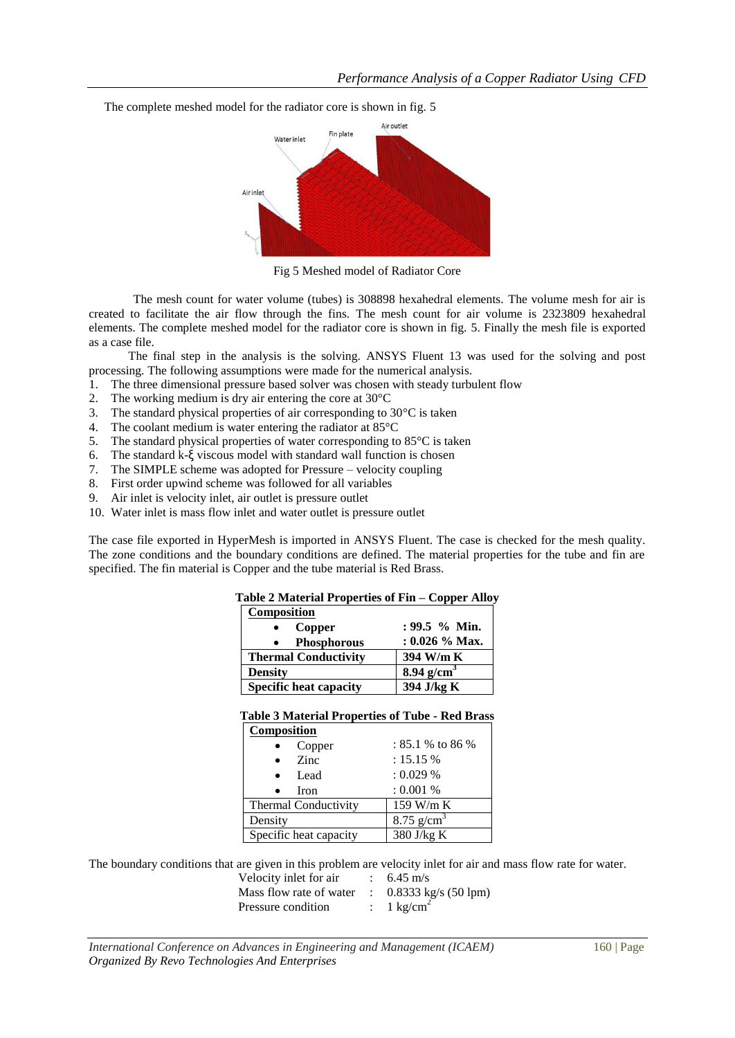The complete meshed model for the radiator core is shown in fig. 5

Fig 5 Meshed model of Radiator Core

The mesh count for water volume (tubes) is 308898 hexahedral elements. The volume mesh for air is created to facilitate the air flow through the fins. The mesh count for air volume is 2323809 hexahedral elements. The complete meshed model for the radiator core is shown in fig. 5. Finally the mesh file is exported as a case file.

The final step in the analysis is the solving. ANSYS Fluent 13 was used for the solving and post processing. The following assumptions were made for the numerical analysis.

1. The three dimensional pressure based solver was chosen with steady turbulent flow
2. The working medium is dry air entering the core at 30°C
3. The standard physical properties of air corresponding to 30°C is taken
4. The coolant medium is water entering the radiator at 85°C
5. The standard physical properties of water corresponding to 85°C is taken
6. The standard k-ξ viscous model with standard wall function is chosen
7. The SIMPLE scheme was adopted for Pressure – velocity coupling
8. First order upwind scheme was followed for all variables
9. Air inlet is velocity inlet, air outlet is pressure outlet
10. Water inlet is mass flow inlet and water outlet is pressure outlet

The case file exported in HyperMesh is imported in ANSYS Fluent. The case is checked for the mesh quality. The zone conditions and the boundary conditions are defined. The material properties for the tube and fin are specified. The fin material is Copper and the tube material is Red Brass.

**Table 2 Material Properties of Fin – Copper Alloy**

| **Composition** | |
|---|---|
| • **Copper** | **: 99.5 % Min.** |
| • **Phosphorous** | **: 0.026 % Max.** |
| **Thermal Conductivity** | **394 W/m K** |
| **Density** | **8.94 g/cm$^3$** |
| **Specific heat capacity** | **394 J/kg K** |

**Table 3 Material Properties of Tube - Red Brass**

| **Composition** | |
|---|---|
| • Copper | : 85.1 % to 86 % |
| • Zinc | : 15.15 % |
| • Lead | : 0.029 % |
| • Iron | : 0.001 % |
| Thermal Conductivity | 159 W/m K |
| Density | 8.75 g/cm$^3$ |
| Specific heat capacity | 380 J/kg K |

The boundary conditions that are given in this problem are velocity inlet for air and mass flow rate for water.

| | | |
|---|---|---|
| Velocity inlet for air | : | 6.45 m/s |
| Mass flow rate of water | : | 0.8333 kg/s (50 lpm) |
| Pressure condition | : | 1 kg/cm$^2$ |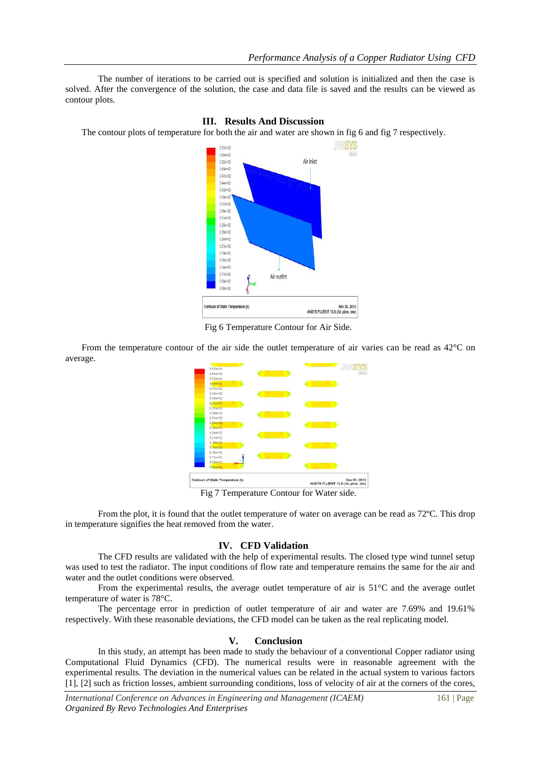The number of iterations to be carried out is specified and solution is initialized and then the case is solved. After the convergence of the solution, the case and data file is saved and the results can be viewed as contour plots.

## III. Results And Discussion

The contour plots of temperature for both the air and water are shown in fig 6 and fig 7 respectively.

Fig 6 Temperature Contour for Air Side.

From the temperature contour of the air side the outlet temperature of air varies can be read as 42°C on average.

Fig 7 Temperature Contour for Water side.

From the plot, it is found that the outlet temperature of water on average can be read as 72ºC. This drop in temperature signifies the heat removed from the water.

## IV. CFD Validation

The CFD results are validated with the help of experimental results. The closed type wind tunnel setup was used to test the radiator. The input conditions of flow rate and temperature remains the same for the air and water and the outlet conditions were observed.

From the experimental results, the average outlet temperature of air is 51°C and the average outlet temperature of water is 78°C.

The percentage error in prediction of outlet temperature of air and water are 7.69% and 19.61% respectively. With these reasonable deviations, the CFD model can be taken as the real replicating model.

## V. Conclusion

In this study, an attempt has been made to study the behaviour of a conventional Copper radiator using Computational Fluid Dynamics (CFD). The numerical results were in reasonable agreement with the experimental results. The deviation in the numerical values can be related in the actual system to various factors [1], [2] such as friction losses, ambient surrounding conditions, loss of velocity of air at the corners of the cores,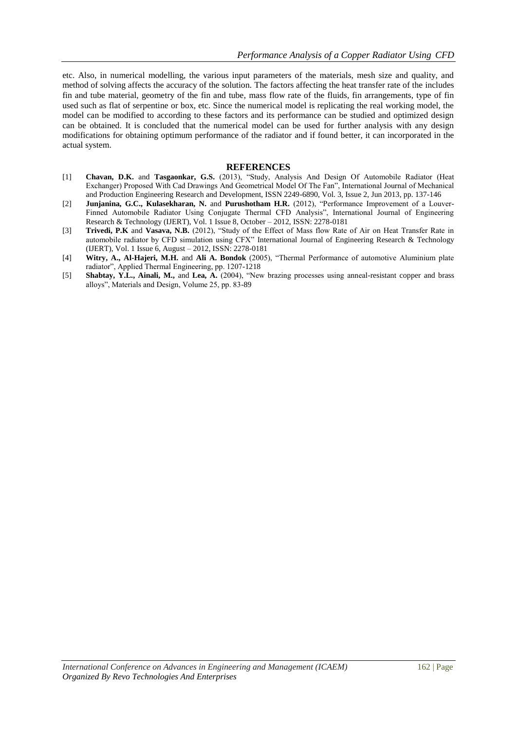etc. Also, in numerical modelling, the various input parameters of the materials, mesh size and quality, and method of solving affects the accuracy of the solution. The factors affecting the heat transfer rate of the includes fin and tube material, geometry of the fin and tube, mass flow rate of the fluids, fin arrangements, type of fin used such as flat of serpentine or box, etc. Since the numerical model is replicating the real working model, the model can be modified to according to these factors and its performance can be studied and optimized design can be obtained. It is concluded that the numerical model can be used for further analysis with any design modifications for obtaining optimum performance of the radiator and if found better, it can incorporated in the actual system.

## REFERENCES

[1] **Chavan, D.K.** and **Tasgaonkar, G.S.** (2013), "Study, Analysis And Design Of Automobile Radiator (Heat Exchanger) Proposed With Cad Drawings And Geometrical Model Of The Fan", International Journal of Mechanical and Production Engineering Research and Development, ISSN 2249-6890, Vol. 3, Issue 2, Jun 2013, pp. 137-146

[2] **Junjanina, G.C., Kulasekharan, N.** and **Purushotham H.R.** (2012), "Performance Improvement of a Louver-Finned Automobile Radiator Using Conjugate Thermal CFD Analysis", International Journal of Engineering Research & Technology (IJERT), Vol. 1 Issue 8, October – 2012, ISSN: 2278-0181

[3] **Trivedi, P.K** and **Vasava, N.B.** (2012), "Study of the Effect of Mass flow Rate of Air on Heat Transfer Rate in automobile radiator by CFD simulation using CFX" International Journal of Engineering Research & Technology (IJERT), Vol. 1 Issue 6, August – 2012, ISSN: 2278-0181

[4] **Witry, A., Al-Hajeri, M.H.** and **Ali A. Bondok** (2005), "Thermal Performance of automotive Aluminium plate radiator", Applied Thermal Engineering, pp. 1207-1218

[5] **Shabtay, Y.L., Ainali, M.,** and **Lea, A.** (2004), "New brazing processes using anneal-resistant copper and brass alloys", Materials and Design, Volume 25, pp. 83-89